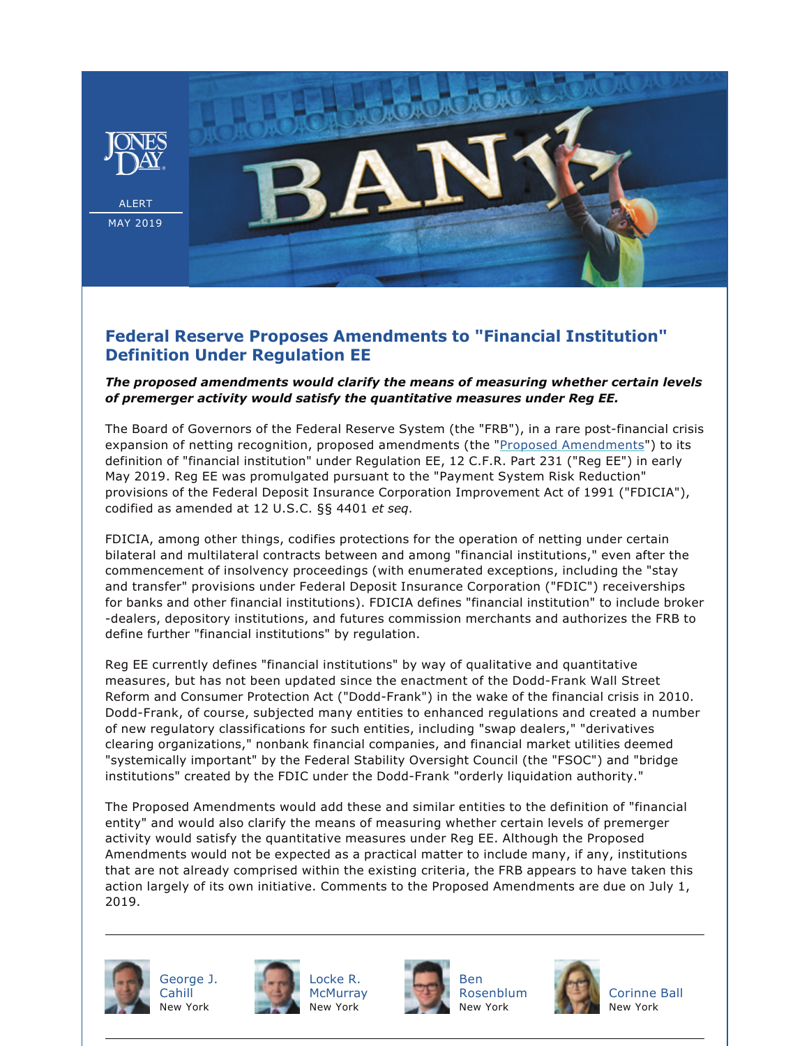ALERT

MAY 2019

# Federal Reserve Proposes Amendments to "Financial Institution" Definition Under Regulation EE

***The proposed amendments would clarify the means of measuring whether certain levels of premerger activity would satisfy the quantitative measures under Reg EE.***

The Board of Governors of the Federal Reserve System (the "FRB"), in a rare post-financial crisis expansion of netting recognition, proposed amendments (the "Proposed Amendments") to its definition of "financial institution" under Regulation EE, 12 C.F.R. Part 231 ("Reg EE") in early May 2019. Reg EE was promulgated pursuant to the "Payment System Risk Reduction" provisions of the Federal Deposit Insurance Corporation Improvement Act of 1991 ("FDICIA"), codified as amended at 12 U.S.C. §§ 4401 *et seq*.

FDICIA, among other things, codifies protections for the operation of netting under certain bilateral and multilateral contracts between and among "financial institutions," even after the commencement of insolvency proceedings (with enumerated exceptions, including the "stay and transfer" provisions under Federal Deposit Insurance Corporation ("FDIC") receiverships for banks and other financial institutions). FDICIA defines "financial institution" to include broker-dealers, depository institutions, and futures commission merchants and authorizes the FRB to define further "financial institutions" by regulation.

Reg EE currently defines "financial institutions" by way of qualitative and quantitative measures, but has not been updated since the enactment of the Dodd-Frank Wall Street Reform and Consumer Protection Act ("Dodd-Frank") in the wake of the financial crisis in 2010. Dodd-Frank, of course, subjected many entities to enhanced regulations and created a number of new regulatory classifications for such entities, including "swap dealers," "derivatives clearing organizations," nonbank financial companies, and financial market utilities deemed "systemically important" by the Federal Stability Oversight Council (the "FSOC") and "bridge institutions" created by the FDIC under the Dodd-Frank "orderly liquidation authority."

The Proposed Amendments would add these and similar entities to the definition of "financial entity" and would also clarify the means of measuring whether certain levels of premerger activity would satisfy the quantitative measures under Reg EE. Although the Proposed Amendments would not be expected as a practical matter to include many, if any, institutions that are not already comprised within the existing criteria, the FRB appears to have taken this action largely of its own initiative. Comments to the Proposed Amendments are due on July 1, 2019.

---

George J. Cahill
New York

Locke R. McMurray
New York

Ben Rosenblum
New York

Corinne Ball
New York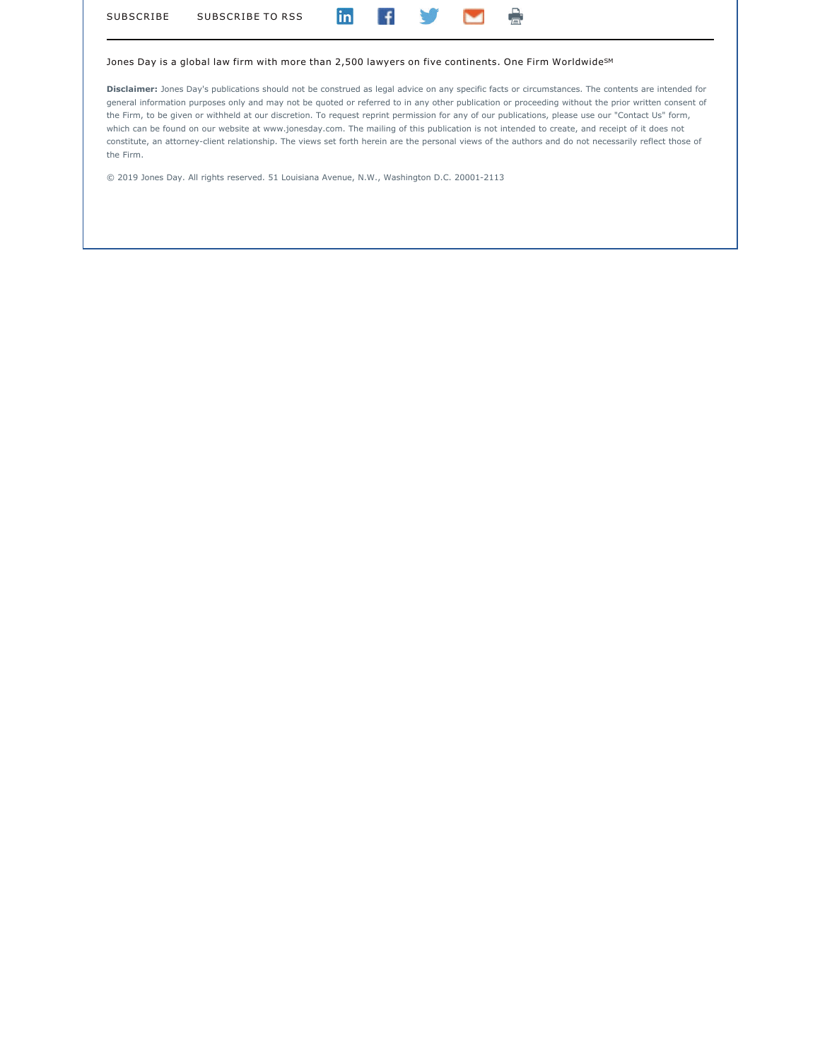SUBSCRIBE SUBSCRIBE TO RSS

Jones Day is a global law firm with more than 2,500 lawyers on five continents. One Firm Worldwide℠

**Disclaimer:** Jones Day's publications should not be construed as legal advice on any specific facts or circumstances. The contents are intended for general information purposes only and may not be quoted or referred to in any other publication or proceeding without the prior written consent of the Firm, to be given or withheld at our discretion. To request reprint permission for any of our publications, please use our "Contact Us" form, which can be found on our website at www.jonesday.com. The mailing of this publication is not intended to create, and receipt of it does not constitute, an attorney-client relationship. The views set forth herein are the personal views of the authors and do not necessarily reflect those of the Firm.

© 2019 Jones Day. All rights reserved. 51 Louisiana Avenue, N.W., Washington D.C. 20001-2113